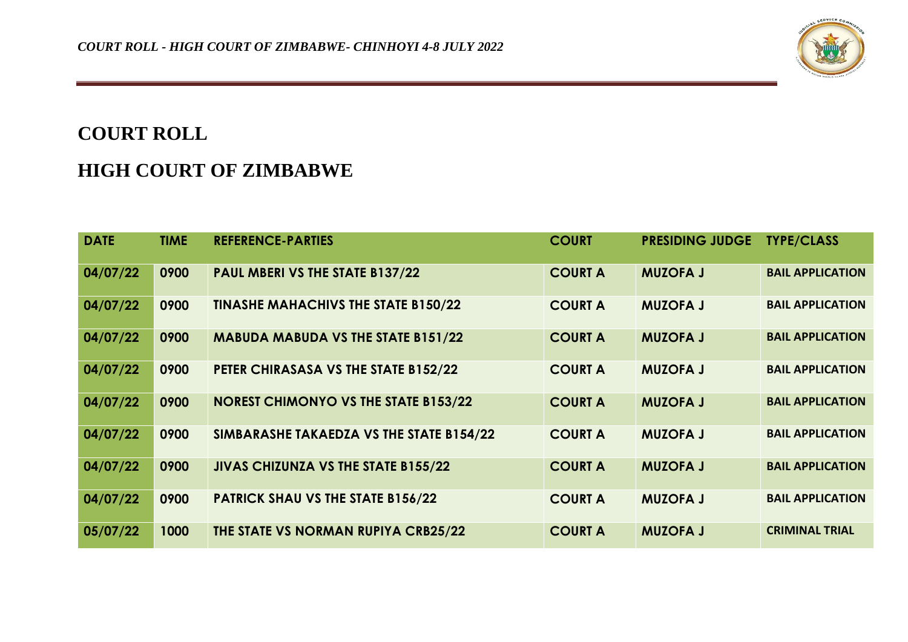# COURT ROLL

# HIGH COURT OF ZIMBABWE

| DATE | TIME | REFERENCE-PARTIES | COURT | PRESIDING JUDGE | TYPE/CLASS |
|---|---|---|---|---|---|
| 04/07/22 | 0900 | PAUL MBERI VS THE STATE B137/22 | COURT A | MUZOFA J | BAIL APPLICATION |
| 04/07/22 | 0900 | TINASHE MAHACHIVS THE STATE B150/22 | COURT A | MUZOFA J | BAIL APPLICATION |
| 04/07/22 | 0900 | MABUDA MABUDA VS THE STATE B151/22 | COURT A | MUZOFA J | BAIL APPLICATION |
| 04/07/22 | 0900 | PETER CHIRASASA VS THE STATE B152/22 | COURT A | MUZOFA J | BAIL APPLICATION |
| 04/07/22 | 0900 | NOREST CHIMONYO VS THE STATE B153/22 | COURT A | MUZOFA J | BAIL APPLICATION |
| 04/07/22 | 0900 | SIMBARASHE TAKAEDZA VS THE STATE B154/22 | COURT A | MUZOFA J | BAIL APPLICATION |
| 04/07/22 | 0900 | JIVAS CHIZUNZA VS THE STATE B155/22 | COURT A | MUZOFA J | BAIL APPLICATION |
| 04/07/22 | 0900 | PATRICK SHAU VS THE STATE B156/22 | COURT A | MUZOFA J | BAIL APPLICATION |
| 05/07/22 | 1000 | THE STATE VS NORMAN RUPIYA CRB25/22 | COURT A | MUZOFA J | CRIMINAL TRIAL |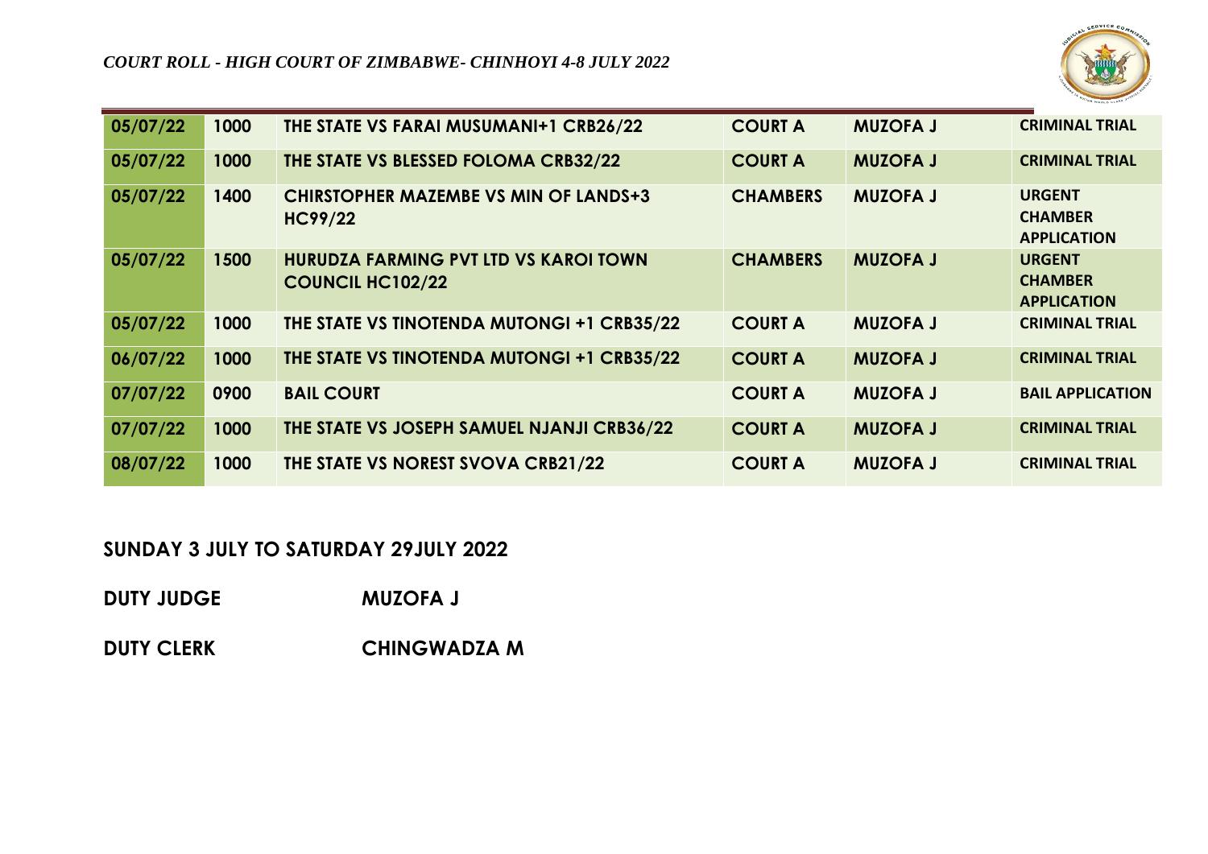| | | | | | |
|---|---|---|---|---|---|
| 05/07/22 | 1000 | THE STATE VS FARAI MUSUMANI+1 CRB26/22 | COURT A | MUZOFA J | CRIMINAL TRIAL |
| 05/07/22 | 1000 | THE STATE VS BLESSED FOLOMA CRB32/22 | COURT A | MUZOFA J | CRIMINAL TRIAL |
| 05/07/22 | 1400 | CHIRSTOPHER MAZEMBE VS MIN OF LANDS+3 HC99/22 | CHAMBERS | MUZOFA J | URGENT CHAMBER APPLICATION |
| 05/07/22 | 1500 | HURUDZA FARMING PVT LTD VS KAROI TOWN COUNCIL HC102/22 | CHAMBERS | MUZOFA J | URGENT CHAMBER APPLICATION |
| 05/07/22 | 1000 | THE STATE VS TINOTENDA MUTONGI +1 CRB35/22 | COURT A | MUZOFA J | CRIMINAL TRIAL |
| 06/07/22 | 1000 | THE STATE VS TINOTENDA MUTONGI +1 CRB35/22 | COURT A | MUZOFA J | CRIMINAL TRIAL |
| 07/07/22 | 0900 | BAIL COURT | COURT A | MUZOFA J | BAIL APPLICATION |
| 07/07/22 | 1000 | THE STATE VS JOSEPH SAMUEL NJANJI CRB36/22 | COURT A | MUZOFA J | CRIMINAL TRIAL |
| 08/07/22 | 1000 | THE STATE VS NOREST SVOVA CRB21/22 | COURT A | MUZOFA J | CRIMINAL TRIAL |

**SUNDAY 3 JULY TO SATURDAY 29JULY 2022**

**DUTY JUDGE** MUZOFA J

**DUTY CLERK** CHINGWADZA M